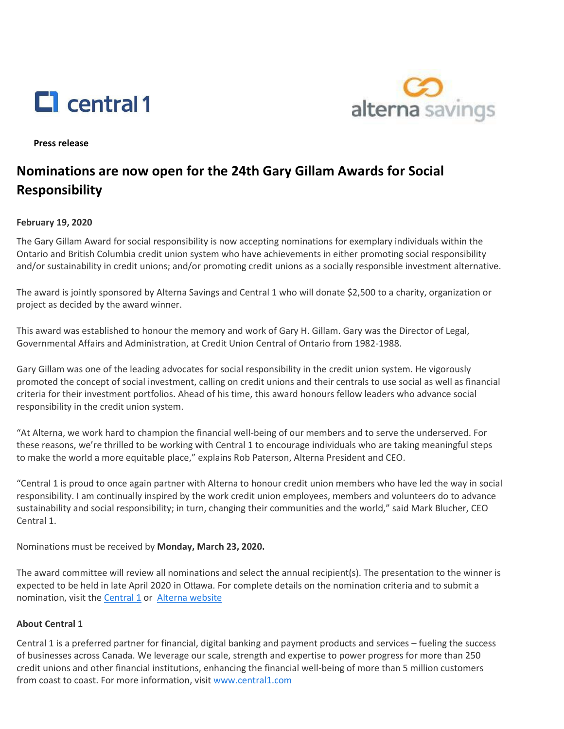central 1

alterna savings

**Press release**

# Nominations are now open for the 24th Gary Gillam Awards for Social Responsibility

**February 19, 2020**

The Gary Gillam Award for social responsibility is now accepting nominations for exemplary individuals within the Ontario and British Columbia credit union system who have achievements in either promoting social responsibility and/or sustainability in credit unions; and/or promoting credit unions as a socially responsible investment alternative.

The award is jointly sponsored by Alterna Savings and Central 1 who will donate $2,500 to a charity, organization or project as decided by the award winner.

This award was established to honour the memory and work of Gary H. Gillam. Gary was the Director of Legal, Governmental Affairs and Administration, at Credit Union Central of Ontario from 1982-1988.

Gary Gillam was one of the leading advocates for social responsibility in the credit union system. He vigorously promoted the concept of social investment, calling on credit unions and their centrals to use social as well as financial criteria for their investment portfolios. Ahead of his time, this award honours fellow leaders who advance social responsibility in the credit union system.

"At Alterna, we work hard to champion the financial well-being of our members and to serve the underserved. For these reasons, we're thrilled to be working with Central 1 to encourage individuals who are taking meaningful steps to make the world a more equitable place," explains Rob Paterson, Alterna President and CEO.

"Central 1 is proud to once again partner with Alterna to honour credit union members who have led the way in social responsibility. I am continually inspired by the work credit union employees, members and volunteers do to advance sustainability and social responsibility; in turn, changing their communities and the world," said Mark Blucher, CEO Central 1.

Nominations must be received by **Monday, March 23, 2020.**

The award committee will review all nominations and select the annual recipient(s). The presentation to the winner is expected to be held in late April 2020 in Ottawa. For complete details on the nomination criteria and to submit a nomination, visit the Central 1 or Alterna website

**About Central 1**

Central 1 is a preferred partner for financial, digital banking and payment products and services – fueling the success of businesses across Canada. We leverage our scale, strength and expertise to power progress for more than 250 credit unions and other financial institutions, enhancing the financial well-being of more than 5 million customers from coast to coast. For more information, visit www.central1.com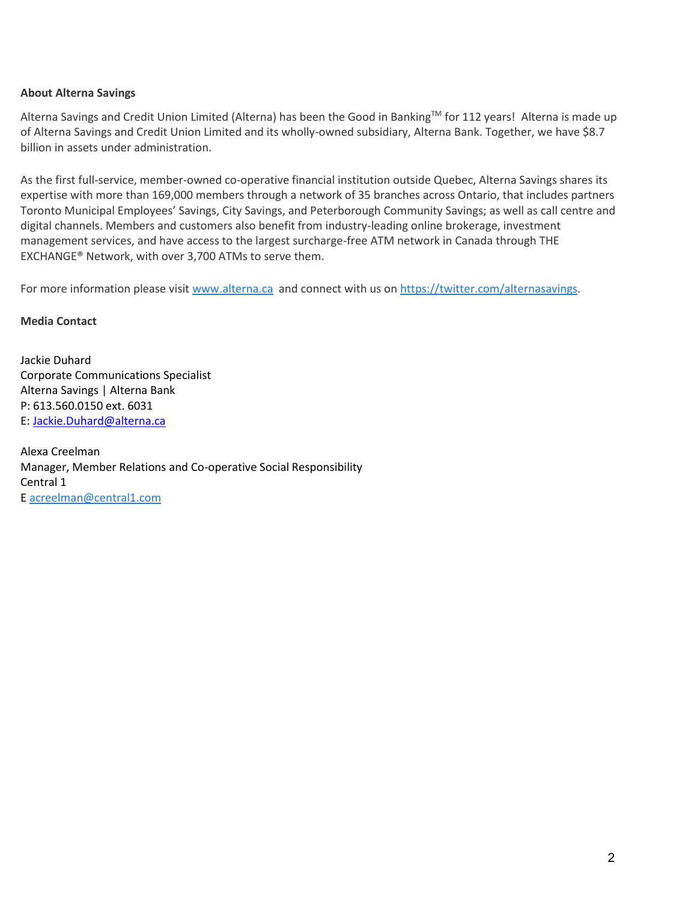**About Alterna Savings**

Alterna Savings and Credit Union Limited (Alterna) has been the Good in Banking™ for 112 years! Alterna is made up of Alterna Savings and Credit Union Limited and its wholly-owned subsidiary, Alterna Bank. Together, we have $8.7 billion in assets under administration.

As the first full-service, member-owned co-operative financial institution outside Quebec, Alterna Savings shares its expertise with more than 169,000 members through a network of 35 branches across Ontario, that includes partners Toronto Municipal Employees' Savings, City Savings, and Peterborough Community Savings; as well as call centre and digital channels. Members and customers also benefit from industry-leading online brokerage, investment management services, and have access to the largest surcharge-free ATM network in Canada through THE EXCHANGE® Network, with over 3,700 ATMs to serve them.

For more information please visit [www.alterna.ca](http://www.alterna.ca) and connect with us on [https://twitter.com/alternasavings](https://twitter.com/alternasavings).

**Media Contact**

Jackie Duhard
Corporate Communications Specialist
Alterna Savings | Alterna Bank
P: 613.560.0150 ext. 6031
E: [Jackie.Duhard@alterna.ca](mailto:Jackie.Duhard@alterna.ca)

Alexa Creelman
Manager, Member Relations and Co-operative Social Responsibility
Central 1
E [acreelman@central1.com](mailto:acreelman@central1.com)